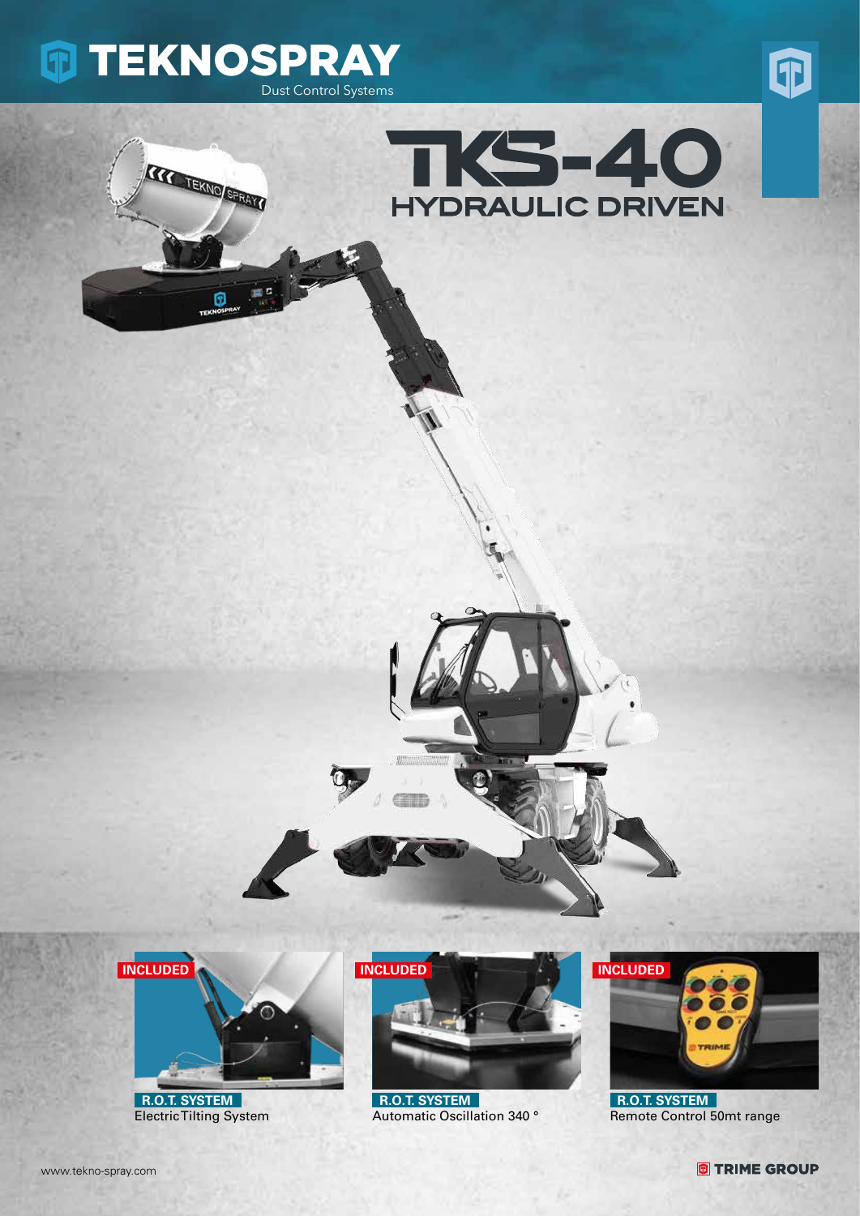# TEKNOSPRAY

Dust Control Systems

# TKS-40

## HYDRAULIC DRIVEN

**INCLUDED**

**R.O.T. SYSTEM**
Electric Tilting System

**INCLUDED**

**R.O.T. SYSTEM**
Automatic Oscillation 340 °

**INCLUDED**

**R.O.T. SYSTEM**
Remote Control 50mt range

www.tekno-spray.com

TRIME GROUP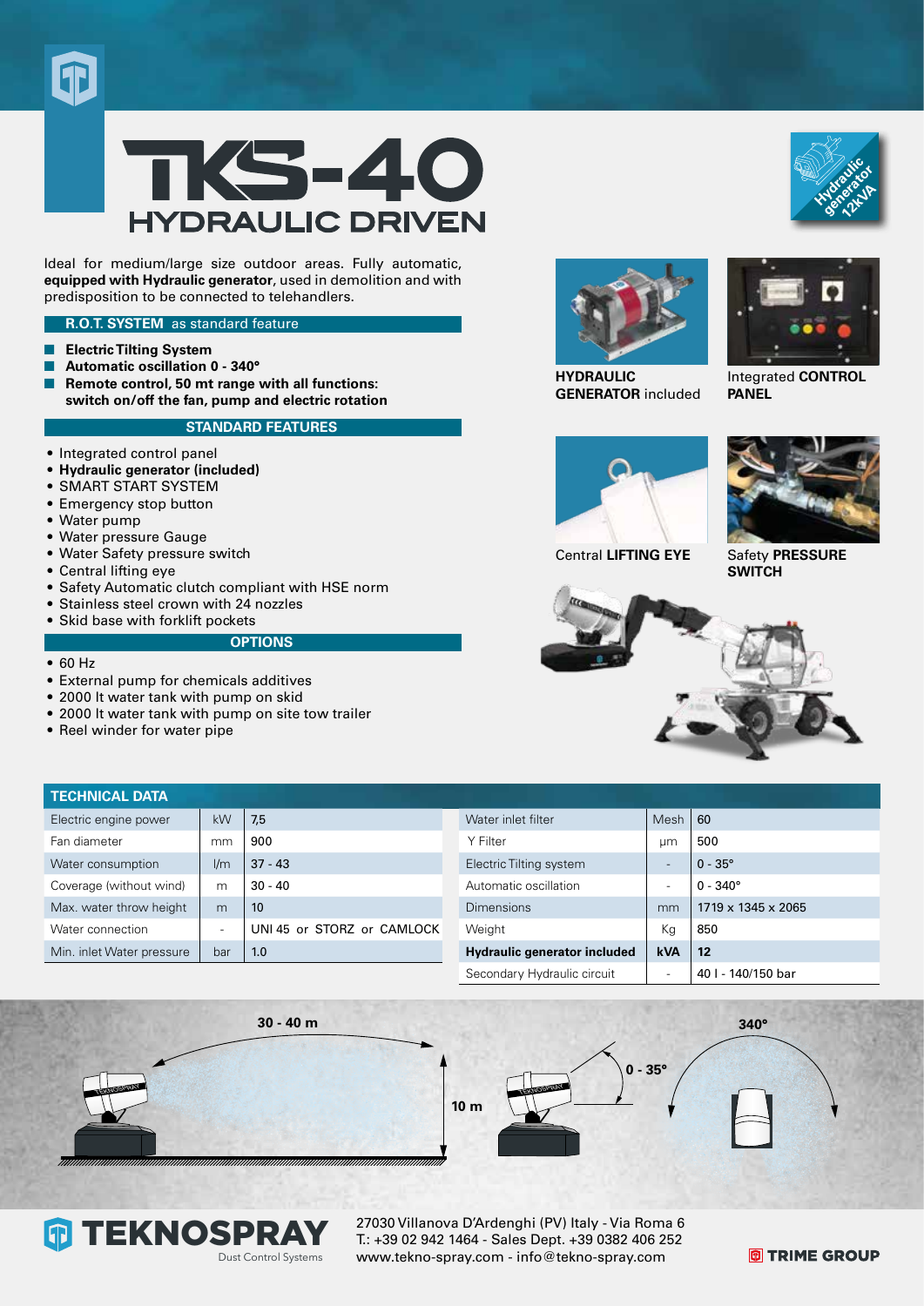# TKS-40

## HYDRAULIC DRIVEN

Hydraulic generator 12kVA

Ideal for medium/large size outdoor areas. Fully automatic, **equipped with Hydraulic generator**, used in demolition and with predisposition to be connected to telehandlers.

**R.O.T. SYSTEM** as standard feature

- **Electric Tilting System**
- **Automatic oscillation 0 - 340°**
- **Remote control, 50 mt range with all functions: switch on/off the fan, pump and electric rotation**

### STANDARD FEATURES

- Integrated control panel
- **Hydraulic generator (included)**
- SMART START SYSTEM
- Emergency stop button
- Water pump
- Water pressure Gauge
- Water Safety pressure switch
- Central lifting eye
- Safety Automatic clutch compliant with HSE norm
- Stainless steel crown with 24 nozzles
- Skid base with forklift pockets

### OPTIONS

- 60 Hz
- External pump for chemicals additives
- 2000 lt water tank with pump on skid
- 2000 lt water tank with pump on site tow trailer
- Reel winder for water pipe

**HYDRAULIC GENERATOR** included

Integrated **CONTROL PANEL**

Central **LIFTING EYE**

Safety **PRESSURE SWITCH**

### TECHNICAL DATA

| | | |
|---|---|---|
| Electric engine power | kW | 7,5 |
| Fan diameter | mm | 900 |
| Water consumption | l/m | 37 - 43 |
| Coverage (without wind) | m | 30 - 40 |
| Max. water throw height | m | 10 |
| Water connection | - | UNI 45 or STORZ or CAMLOCK |
| Min. inlet Water pressure | bar | 1.0 |

| | | |
|---|---|---|
| Water inlet filter | Mesh | 60 |
| Y Filter | µm | 500 |
| Electric Tilting system | - | 0 - 35° |
| Automatic oscillation | - | 0 - 340° |
| Dimensions | mm | 1719 x 1345 x 2065 |
| Weight | Kg | 850 |
| **Hydraulic generator included** | **kVA** | **12** |
| Secondary Hydraulic circuit | - | 40 l - 140/150 bar |

30 - 40 m

10 m

0 - 35°

340°

**TEKNOSPRAY**
Dust Control Systems

27030 Villanova D'Ardenghi (PV) Italy - Via Roma 6
T.: +39 02 942 1464 - Sales Dept. +39 0382 406 252
www.tekno-spray.com - info@tekno-spray.com

TRIME GROUP